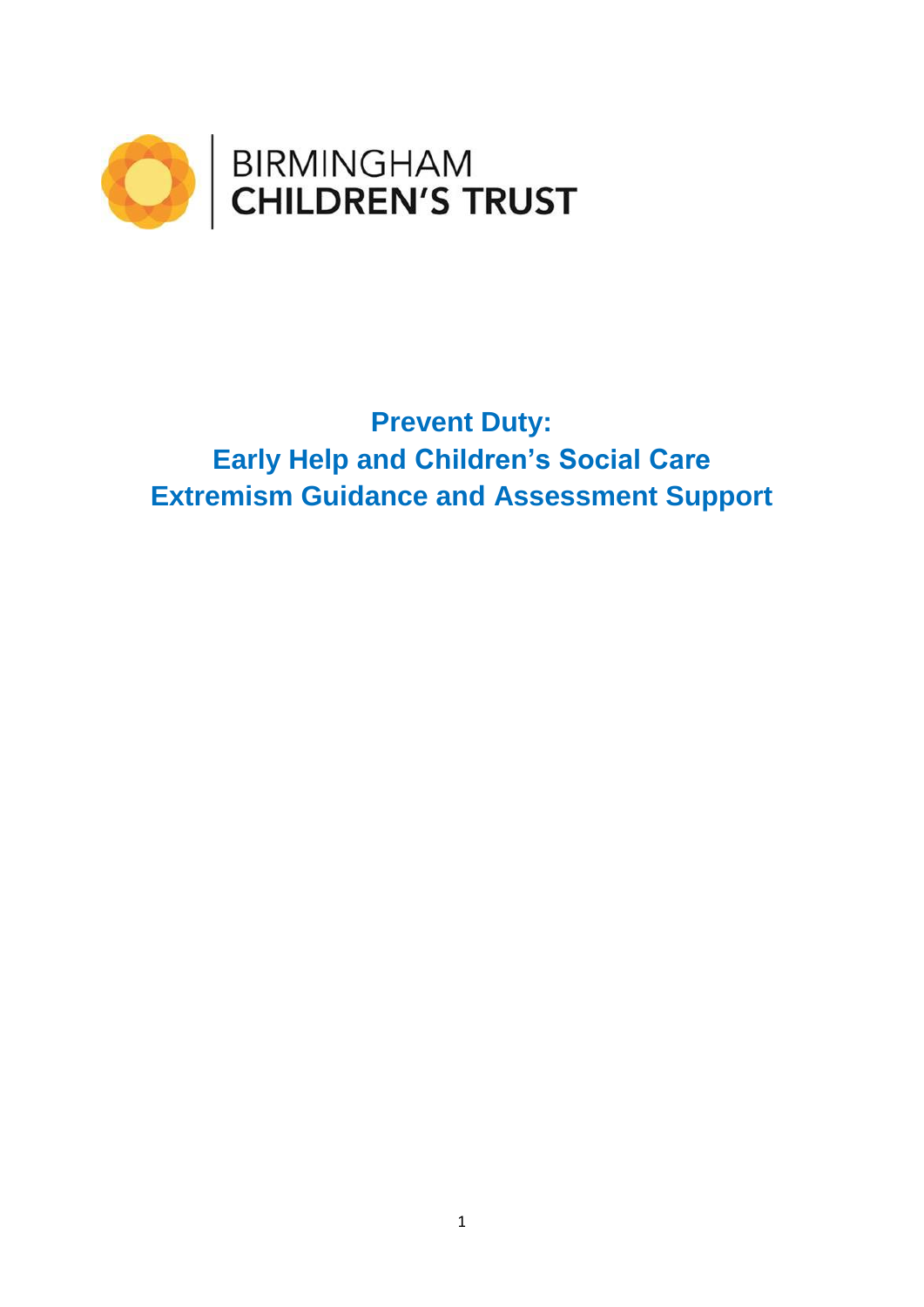BIRMINGHAM
CHILDREN'S TRUST

# Prevent Duty:
# Early Help and Children's Social Care
# Extremism Guidance and Assessment Support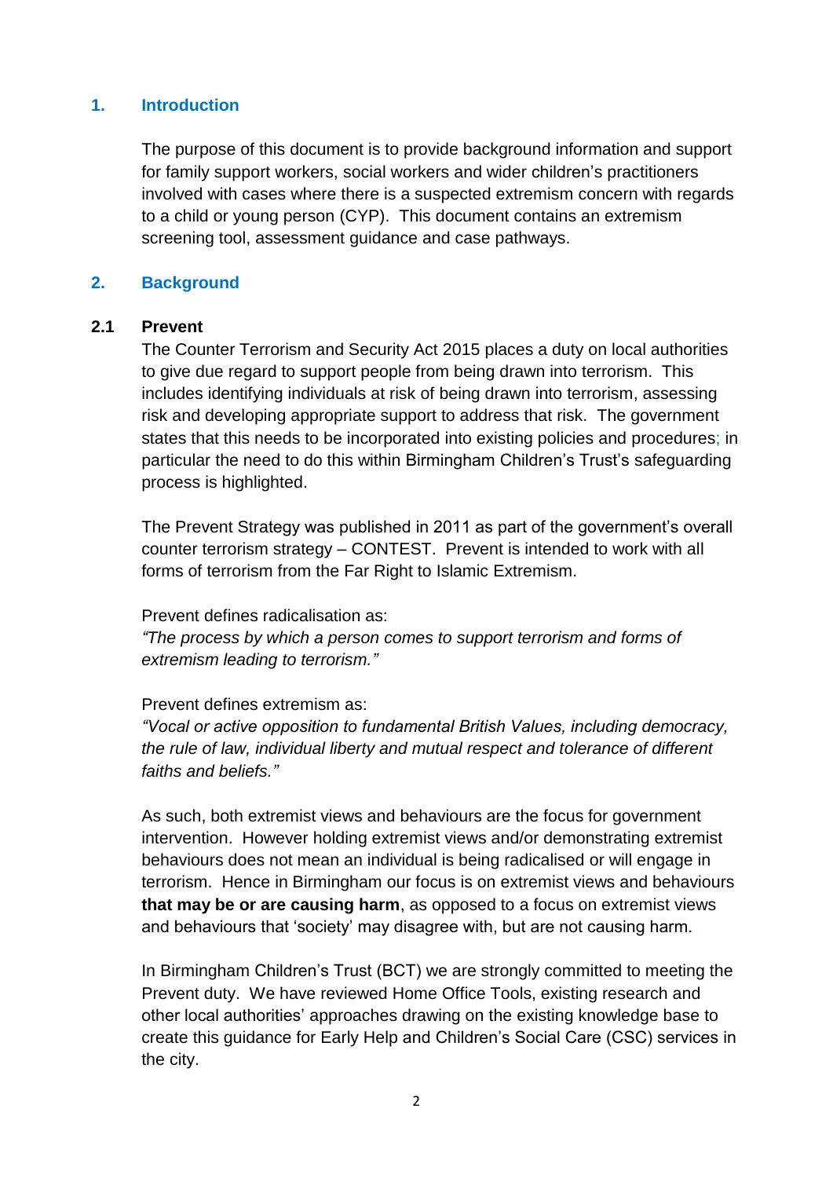## 1. Introduction

The purpose of this document is to provide background information and support for family support workers, social workers and wider children's practitioners involved with cases where there is a suspected extremism concern with regards to a child or young person (CYP). This document contains an extremism screening tool, assessment guidance and case pathways.

## 2. Background

### 2.1 Prevent

The Counter Terrorism and Security Act 2015 places a duty on local authorities to give due regard to support people from being drawn into terrorism. This includes identifying individuals at risk of being drawn into terrorism, assessing risk and developing appropriate support to address that risk. The government states that this needs to be incorporated into existing policies and procedures; in particular the need to do this within Birmingham Children's Trust's safeguarding process is highlighted.

The Prevent Strategy was published in 2011 as part of the government's overall counter terrorism strategy – CONTEST. Prevent is intended to work with all forms of terrorism from the Far Right to Islamic Extremism.

Prevent defines radicalisation as:

*"The process by which a person comes to support terrorism and forms of extremism leading to terrorism."*

Prevent defines extremism as:

*"Vocal or active opposition to fundamental British Values, including democracy, the rule of law, individual liberty and mutual respect and tolerance of different faiths and beliefs."*

As such, both extremist views and behaviours are the focus for government intervention. However holding extremist views and/or demonstrating extremist behaviours does not mean an individual is being radicalised or will engage in terrorism. Hence in Birmingham our focus is on extremist views and behaviours **that may be or are causing harm**, as opposed to a focus on extremist views and behaviours that 'society' may disagree with, but are not causing harm.

In Birmingham Children's Trust (BCT) we are strongly committed to meeting the Prevent duty. We have reviewed Home Office Tools, existing research and other local authorities' approaches drawing on the existing knowledge base to create this guidance for Early Help and Children's Social Care (CSC) services in the city.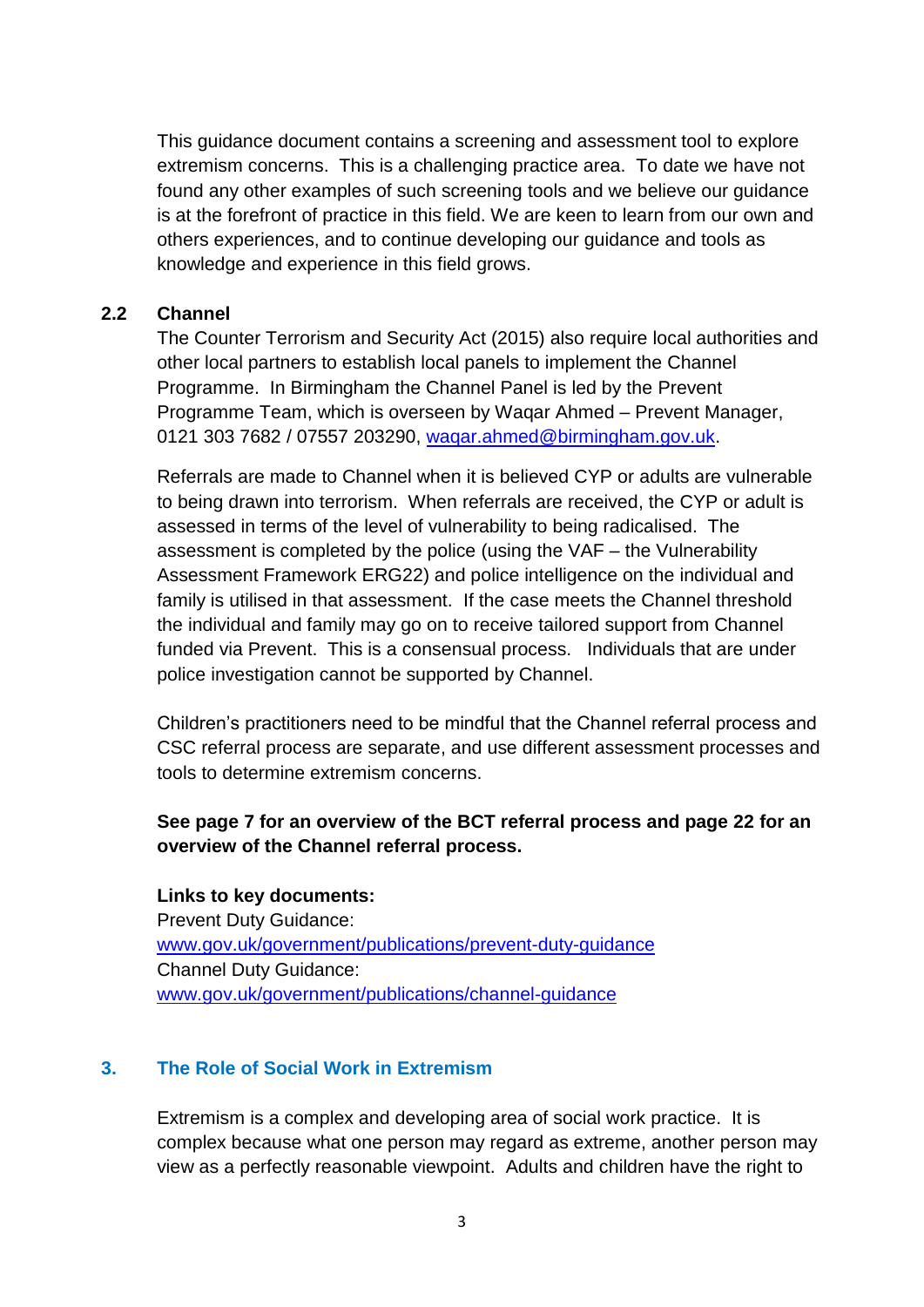This guidance document contains a screening and assessment tool to explore extremism concerns. This is a challenging practice area. To date we have not found any other examples of such screening tools and we believe our guidance is at the forefront of practice in this field. We are keen to learn from our own and others experiences, and to continue developing our guidance and tools as knowledge and experience in this field grows.

### 2.2 Channel

The Counter Terrorism and Security Act (2015) also require local authorities and other local partners to establish local panels to implement the Channel Programme. In Birmingham the Channel Panel is led by the Prevent Programme Team, which is overseen by Waqar Ahmed – Prevent Manager, 0121 303 7682 / 07557 203290, [waqar.ahmed@birmingham.gov.uk](mailto:waqar.ahmed@birmingham.gov.uk).

Referrals are made to Channel when it is believed CYP or adults are vulnerable to being drawn into terrorism. When referrals are received, the CYP or adult is assessed in terms of the level of vulnerability to being radicalised. The assessment is completed by the police (using the VAF – the Vulnerability Assessment Framework ERG22) and police intelligence on the individual and family is utilised in that assessment. If the case meets the Channel threshold the individual and family may go on to receive tailored support from Channel funded via Prevent. This is a consensual process. Individuals that are under police investigation cannot be supported by Channel.

Children's practitioners need to be mindful that the Channel referral process and CSC referral process are separate, and use different assessment processes and tools to determine extremism concerns.

**See page 7 for an overview of the BCT referral process and page 22 for an overview of the Channel referral process.**

**Links to key documents:**

Prevent Duty Guidance:
[www.gov.uk/government/publications/prevent-duty-guidance](http://www.gov.uk/government/publications/prevent-duty-guidance)

Channel Duty Guidance:
[www.gov.uk/government/publications/channel-guidance](http://www.gov.uk/government/publications/channel-guidance)

## 3. The Role of Social Work in Extremism

Extremism is a complex and developing area of social work practice. It is complex because what one person may regard as extreme, another person may view as a perfectly reasonable viewpoint. Adults and children have the right to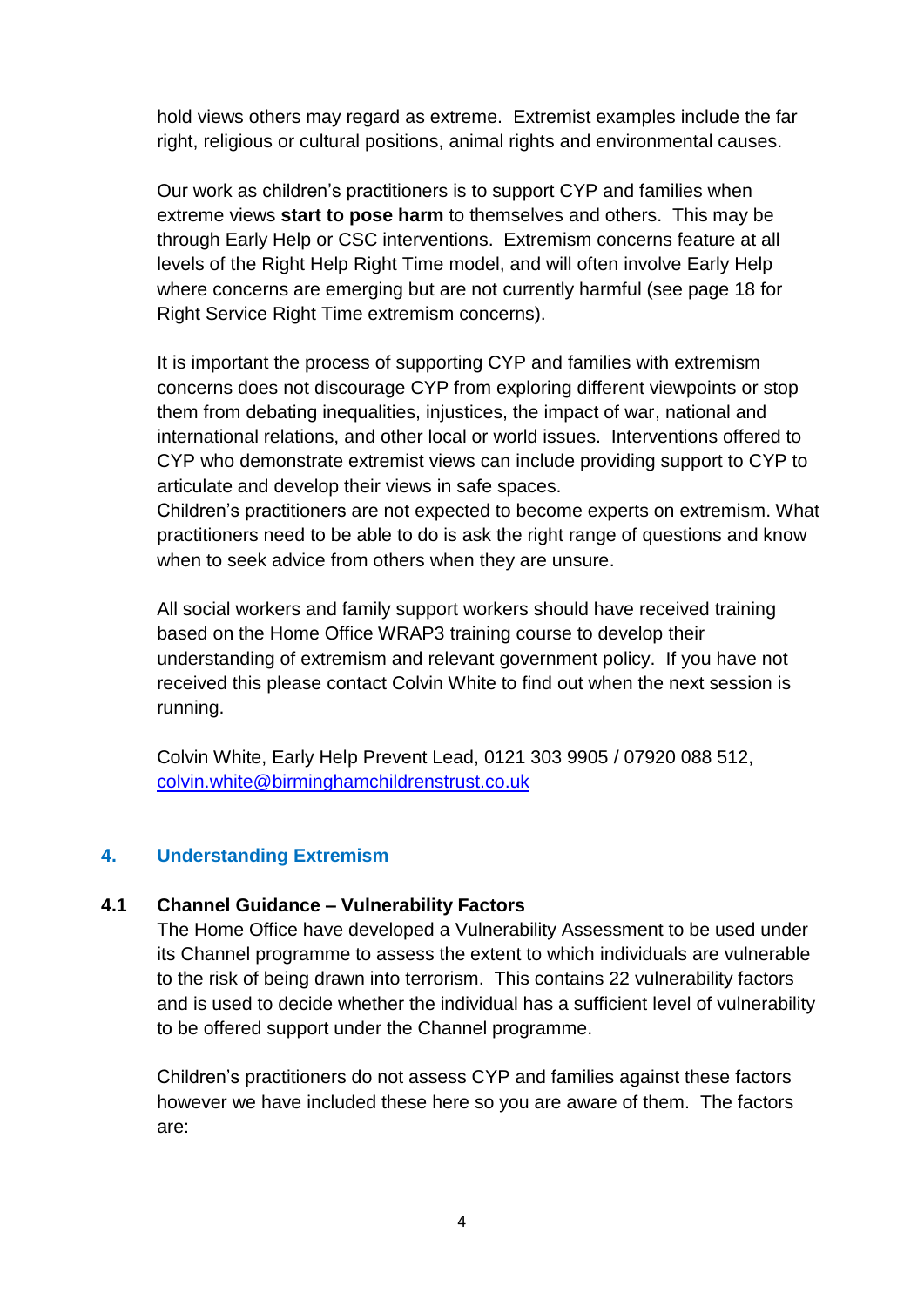hold views others may regard as extreme. Extremist examples include the far right, religious or cultural positions, animal rights and environmental causes.

Our work as children's practitioners is to support CYP and families when extreme views **start to pose harm** to themselves and others. This may be through Early Help or CSC interventions. Extremism concerns feature at all levels of the Right Help Right Time model, and will often involve Early Help where concerns are emerging but are not currently harmful (see page 18 for Right Service Right Time extremism concerns).

It is important the process of supporting CYP and families with extremism concerns does not discourage CYP from exploring different viewpoints or stop them from debating inequalities, injustices, the impact of war, national and international relations, and other local or world issues. Interventions offered to CYP who demonstrate extremist views can include providing support to CYP to articulate and develop their views in safe spaces.
Children's practitioners are not expected to become experts on extremism. What practitioners need to be able to do is ask the right range of questions and know when to seek advice from others when they are unsure.

All social workers and family support workers should have received training based on the Home Office WRAP3 training course to develop their understanding of extremism and relevant government policy. If you have not received this please contact Colvin White to find out when the next session is running.

Colvin White, Early Help Prevent Lead, 0121 303 9905 / 07920 088 512, colvin.white@birminghamchildrenstrust.co.uk

## 4. Understanding Extremism

### 4.1 Channel Guidance – Vulnerability Factors

The Home Office have developed a Vulnerability Assessment to be used under its Channel programme to assess the extent to which individuals are vulnerable to the risk of being drawn into terrorism. This contains 22 vulnerability factors and is used to decide whether the individual has a sufficient level of vulnerability to be offered support under the Channel programme.

Children's practitioners do not assess CYP and families against these factors however we have included these here so you are aware of them. The factors are: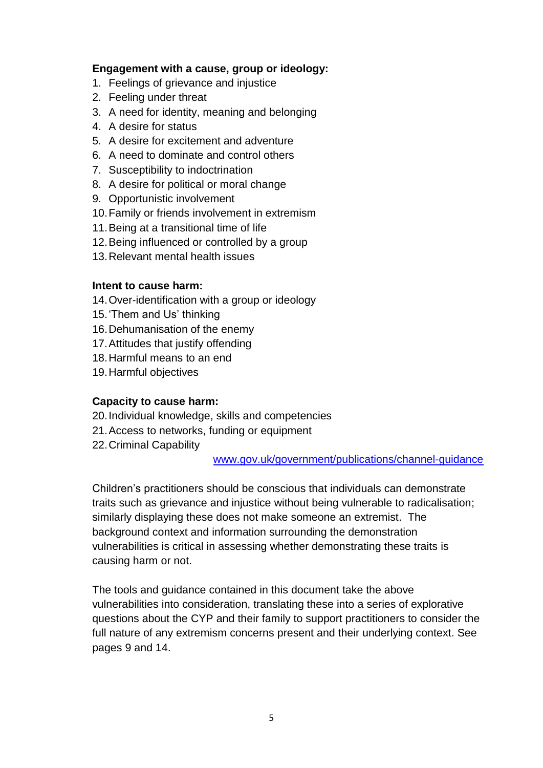**Engagement with a cause, group or ideology:**

1. Feelings of grievance and injustice
2. Feeling under threat
3. A need for identity, meaning and belonging
4. A desire for status
5. A desire for excitement and adventure
6. A need to dominate and control others
7. Susceptibility to indoctrination
8. A desire for political or moral change
9. Opportunistic involvement
10. Family or friends involvement in extremism
11. Being at a transitional time of life
12. Being influenced or controlled by a group
13. Relevant mental health issues

**Intent to cause harm:**

14. Over-identification with a group or ideology
15. 'Them and Us' thinking
16. Dehumanisation of the enemy
17. Attitudes that justify offending
18. Harmful means to an end
19. Harmful objectives

**Capacity to cause harm:**

20. Individual knowledge, skills and competencies
21. Access to networks, funding or equipment
22. Criminal Capability

[www.gov.uk/government/publications/channel-guidance](http://www.gov.uk/government/publications/channel-guidance)

Children's practitioners should be conscious that individuals can demonstrate traits such as grievance and injustice without being vulnerable to radicalisation; similarly displaying these does not make someone an extremist. The background context and information surrounding the demonstration vulnerabilities is critical in assessing whether demonstrating these traits is causing harm or not.

The tools and guidance contained in this document take the above vulnerabilities into consideration, translating these into a series of explorative questions about the CYP and their family to support practitioners to consider the full nature of any extremism concerns present and their underlying context. See pages 9 and 14.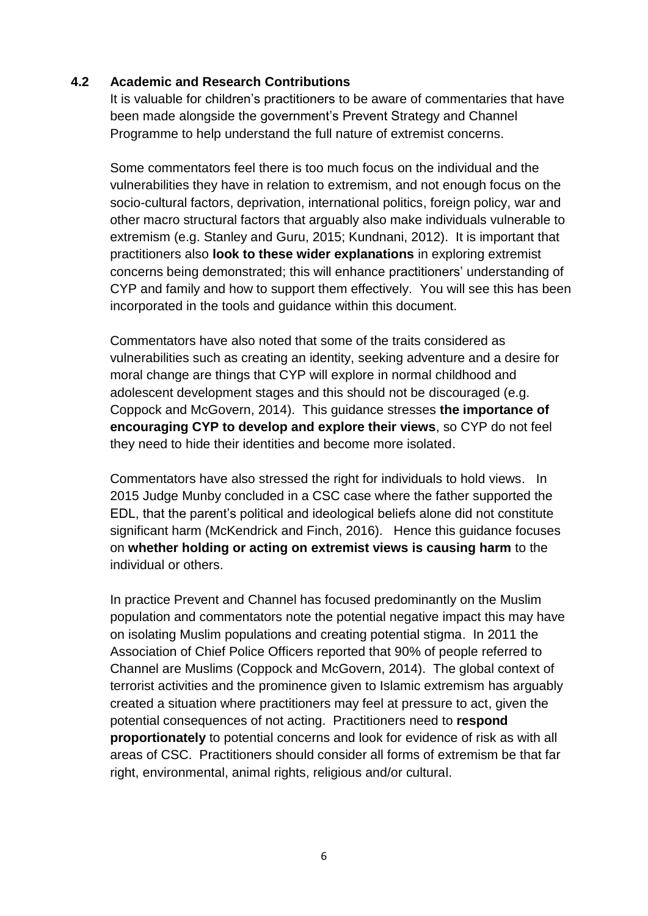## 4.2 Academic and Research Contributions

It is valuable for children's practitioners to be aware of commentaries that have been made alongside the government's Prevent Strategy and Channel Programme to help understand the full nature of extremist concerns.

Some commentators feel there is too much focus on the individual and the vulnerabilities they have in relation to extremism, and not enough focus on the socio-cultural factors, deprivation, international politics, foreign policy, war and other macro structural factors that arguably also make individuals vulnerable to extremism (e.g. Stanley and Guru, 2015; Kundnani, 2012). It is important that practitioners also **look to these wider explanations** in exploring extremist concerns being demonstrated; this will enhance practitioners' understanding of CYP and family and how to support them effectively. You will see this has been incorporated in the tools and guidance within this document.

Commentators have also noted that some of the traits considered as vulnerabilities such as creating an identity, seeking adventure and a desire for moral change are things that CYP will explore in normal childhood and adolescent development stages and this should not be discouraged (e.g. Coppock and McGovern, 2014). This guidance stresses **the importance of encouraging CYP to develop and explore their views**, so CYP do not feel they need to hide their identities and become more isolated.

Commentators have also stressed the right for individuals to hold views. In 2015 Judge Munby concluded in a CSC case where the father supported the EDL, that the parent's political and ideological beliefs alone did not constitute significant harm (McKendrick and Finch, 2016). Hence this guidance focuses on **whether holding or acting on extremist views is causing harm** to the individual or others.

In practice Prevent and Channel has focused predominantly on the Muslim population and commentators note the potential negative impact this may have on isolating Muslim populations and creating potential stigma. In 2011 the Association of Chief Police Officers reported that 90% of people referred to Channel are Muslims (Coppock and McGovern, 2014). The global context of terrorist activities and the prominence given to Islamic extremism has arguably created a situation where practitioners may feel at pressure to act, given the potential consequences of not acting. Practitioners need to **respond proportionately** to potential concerns and look for evidence of risk as with all areas of CSC. Practitioners should consider all forms of extremism be that far right, environmental, animal rights, religious and/or cultural.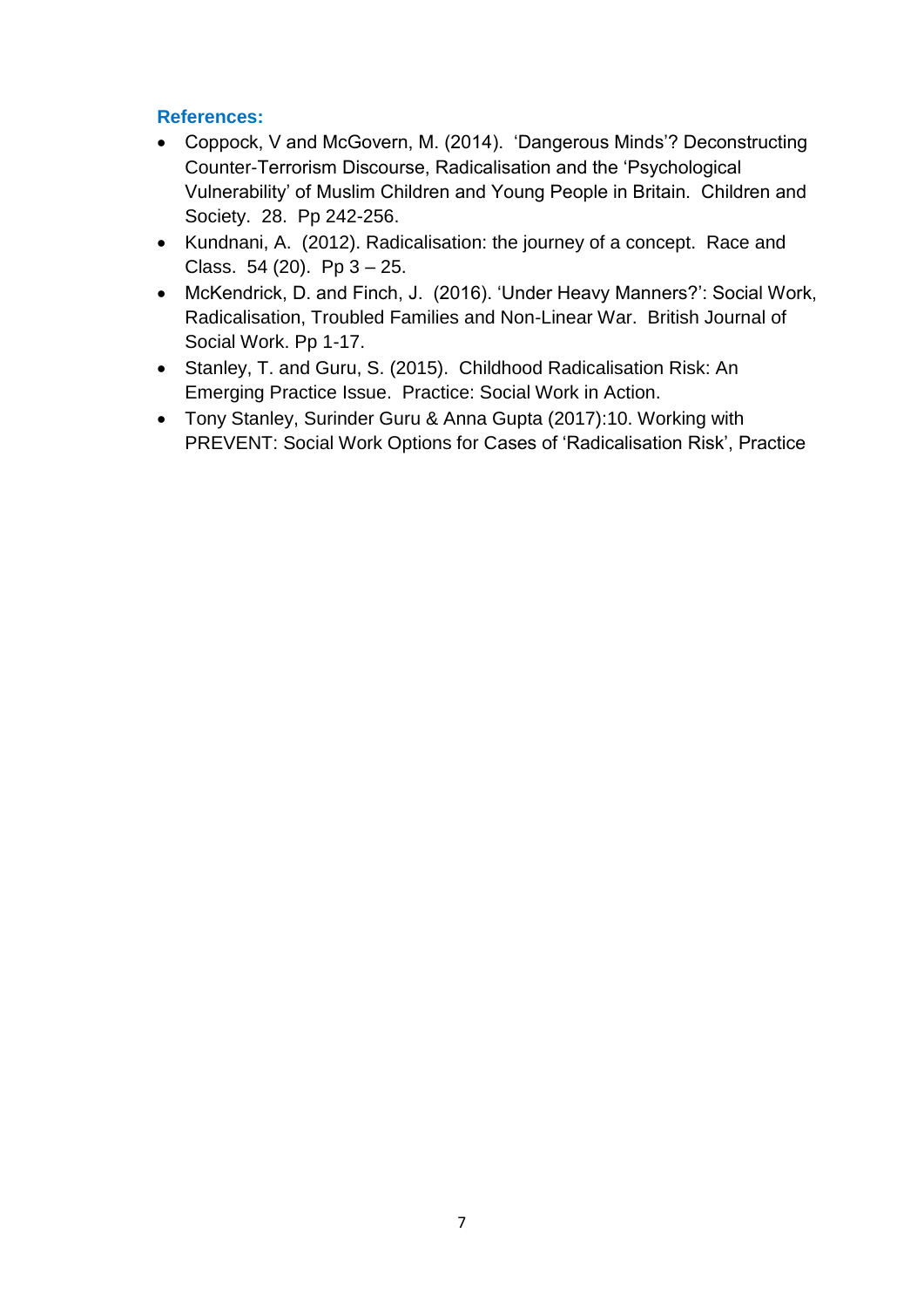**References:**

- Coppock, V and McGovern, M. (2014). 'Dangerous Minds'? Deconstructing Counter-Terrorism Discourse, Radicalisation and the 'Psychological Vulnerability' of Muslim Children and Young People in Britain. Children and Society. 28. Pp 242-256.
- Kundnani, A. (2012). Radicalisation: the journey of a concept. Race and Class. 54 (20). Pp 3 – 25.
- McKendrick, D. and Finch, J. (2016). 'Under Heavy Manners?': Social Work, Radicalisation, Troubled Families and Non-Linear War. British Journal of Social Work. Pp 1-17.
- Stanley, T. and Guru, S. (2015). Childhood Radicalisation Risk: An Emerging Practice Issue. Practice: Social Work in Action.
- Tony Stanley, Surinder Guru & Anna Gupta (2017):10. Working with PREVENT: Social Work Options for Cases of 'Radicalisation Risk', Practice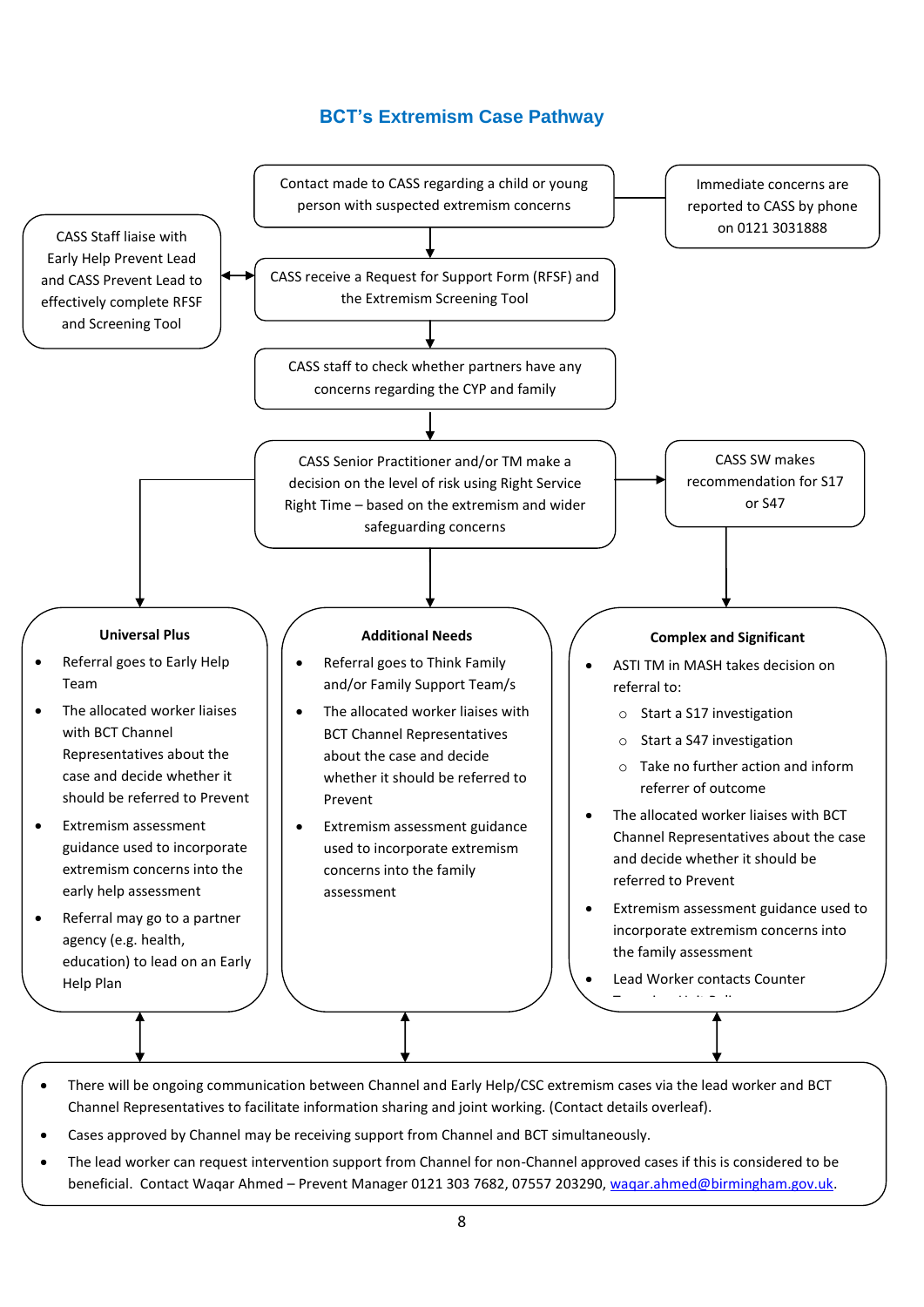## BCT's Extremism Case Pathway

Contact made to CASS regarding a child or young person with suspected extremism concerns

Immediate concerns are reported to CASS by phone on 0121 3031888

CASS Staff liaise with Early Help Prevent Lead and CASS Prevent Lead to effectively complete RFSF and Screening Tool

CASS receive a Request for Support Form (RFSF) and the Extremism Screening Tool

CASS staff to check whether partners have any concerns regarding the CYP and family

CASS Senior Practitioner and/or TM make a decision on the level of risk using Right Service Right Time – based on the extremism and wider safeguarding concerns

CASS SW makes recommendation for S17 or S47

**Universal Plus**

- Referral goes to Early Help Team
- The allocated worker liaises with BCT Channel Representatives about the case and decide whether it should be referred to Prevent
- Extremism assessment guidance used to incorporate extremism concerns into the early help assessment
- Referral may go to a partner agency (e.g. health, education) to lead on an Early Help Plan

**Additional Needs**

- Referral goes to Think Family and/or Family Support Team/s
- The allocated worker liaises with BCT Channel Representatives about the case and decide whether it should be referred to Prevent
- Extremism assessment guidance used to incorporate extremism concerns into the family assessment

**Complex and Significant**

- ASTI TM in MASH takes decision on referral to:
  - Start a S17 investigation
  - Start a S47 investigation
  - Take no further action and inform referrer of outcome
- The allocated worker liaises with BCT Channel Representatives about the case and decide whether it should be referred to Prevent
- Extremism assessment guidance used to incorporate extremism concerns into the family assessment
- Lead Worker contacts Counter Terrorism Unit Police

---

- There will be ongoing communication between Channel and Early Help/CSC extremism cases via the lead worker and BCT Channel Representatives to facilitate information sharing and joint working. (Contact details overleaf).
- Cases approved by Channel may be receiving support from Channel and BCT simultaneously.
- The lead worker can request intervention support from Channel for non-Channel approved cases if this is considered to be beneficial. Contact Waqar Ahmed – Prevent Manager 0121 303 7682, 07557 203290, [waqar.ahmed@birmingham.gov.uk](mailto:waqar.ahmed@birmingham.gov.uk).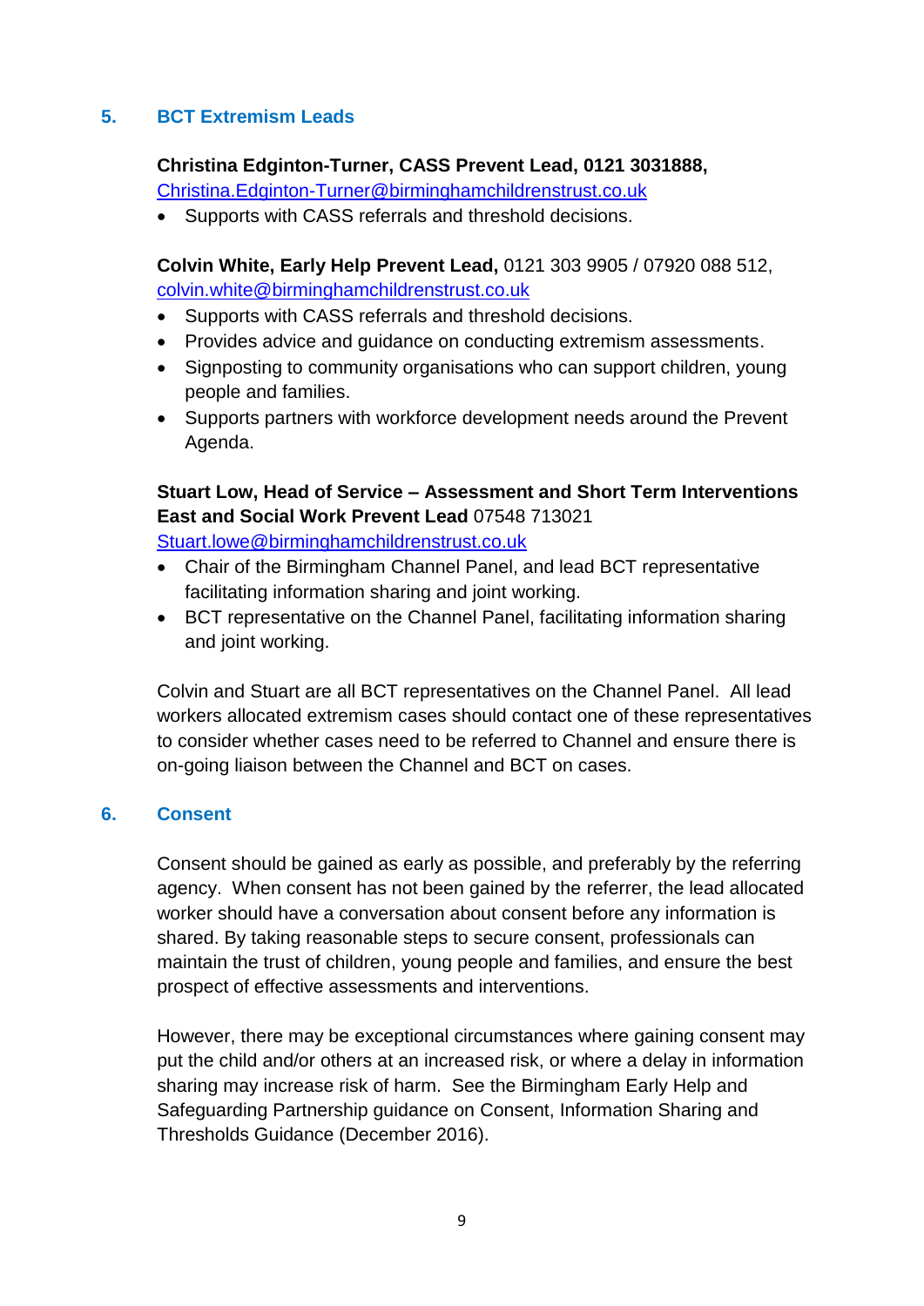## 5. BCT Extremism Leads

**Christina Edginton-Turner, CASS Prevent Lead, 0121 3031888,**
Christina.Edginton-Turner@birminghamchildrenstrust.co.uk

- Supports with CASS referrals and threshold decisions.

**Colvin White, Early Help Prevent Lead,** 0121 303 9905 / 07920 088 512,
colvin.white@birminghamchildrenstrust.co.uk

- Supports with CASS referrals and threshold decisions.
- Provides advice and guidance on conducting extremism assessments.
- Signposting to community organisations who can support children, young people and families.
- Supports partners with workforce development needs around the Prevent Agenda.

**Stuart Low, Head of Service – Assessment and Short Term Interventions East and Social Work Prevent Lead** 07548 713021
Stuart.lowe@birminghamchildrenstrust.co.uk

- Chair of the Birmingham Channel Panel, and lead BCT representative facilitating information sharing and joint working.
- BCT representative on the Channel Panel, facilitating information sharing and joint working.

Colvin and Stuart are all BCT representatives on the Channel Panel. All lead workers allocated extremism cases should contact one of these representatives to consider whether cases need to be referred to Channel and ensure there is on-going liaison between the Channel and BCT on cases.

## 6. Consent

Consent should be gained as early as possible, and preferably by the referring agency. When consent has not been gained by the referrer, the lead allocated worker should have a conversation about consent before any information is shared. By taking reasonable steps to secure consent, professionals can maintain the trust of children, young people and families, and ensure the best prospect of effective assessments and interventions.

However, there may be exceptional circumstances where gaining consent may put the child and/or others at an increased risk, or where a delay in information sharing may increase risk of harm. See the Birmingham Early Help and Safeguarding Partnership guidance on Consent, Information Sharing and Thresholds Guidance (December 2016).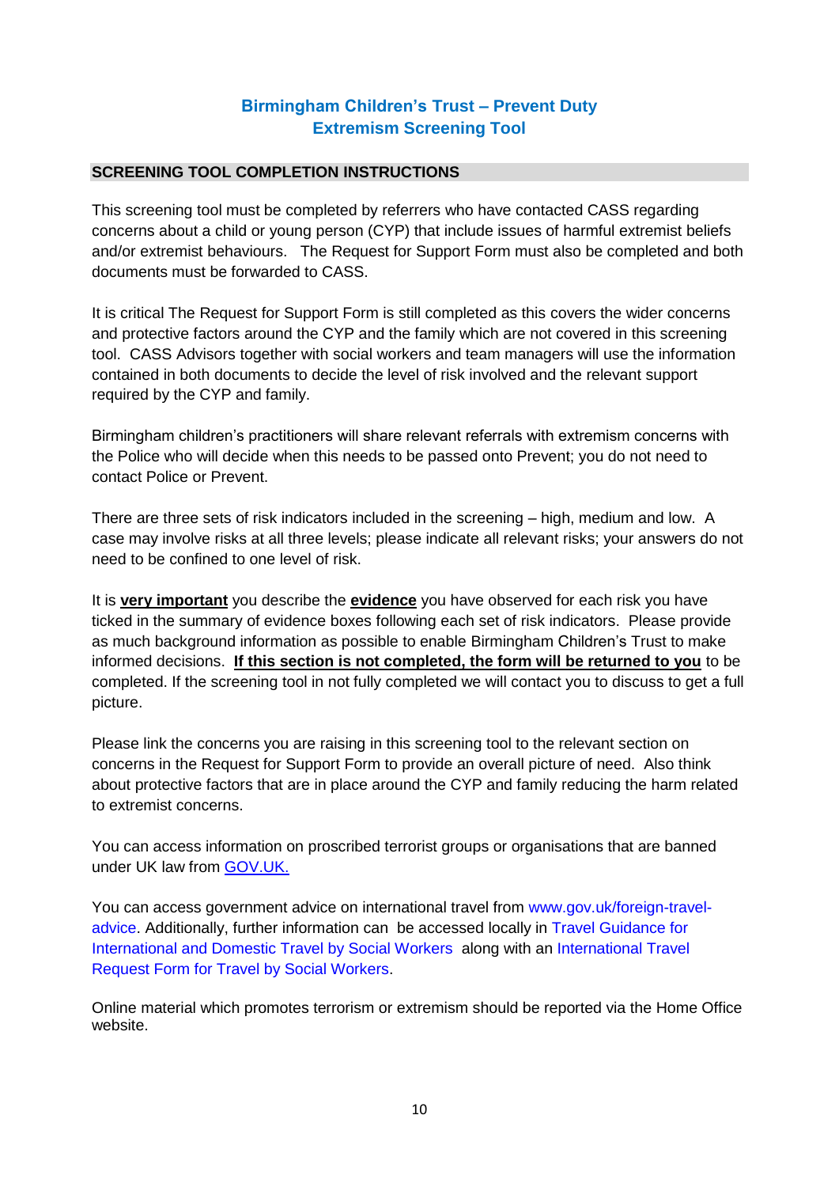# Birmingham Children's Trust – Prevent Duty
# Extremism Screening Tool

## SCREENING TOOL COMPLETION INSTRUCTIONS

This screening tool must be completed by referrers who have contacted CASS regarding concerns about a child or young person (CYP) that include issues of harmful extremist beliefs and/or extremist behaviours. The Request for Support Form must also be completed and both documents must be forwarded to CASS.

It is critical The Request for Support Form is still completed as this covers the wider concerns and protective factors around the CYP and the family which are not covered in this screening tool. CASS Advisors together with social workers and team managers will use the information contained in both documents to decide the level of risk involved and the relevant support required by the CYP and family.

Birmingham children's practitioners will share relevant referrals with extremism concerns with the Police who will decide when this needs to be passed onto Prevent; you do not need to contact Police or Prevent.

There are three sets of risk indicators included in the screening – high, medium and low. A case may involve risks at all three levels; please indicate all relevant risks; your answers do not need to be confined to one level of risk.

It is **very important** you describe the **evidence** you have observed for each risk you have ticked in the summary of evidence boxes following each set of risk indicators. Please provide as much background information as possible to enable Birmingham Children's Trust to make informed decisions. **If this section is not completed, the form will be returned to you** to be completed. If the screening tool in not fully completed we will contact you to discuss to get a full picture.

Please link the concerns you are raising in this screening tool to the relevant section on concerns in the Request for Support Form to provide an overall picture of need. Also think about protective factors that are in place around the CYP and family reducing the harm related to extremist concerns.

You can access information on proscribed terrorist groups or organisations that are banned under UK law from GOV.UK.

You can access government advice on international travel from www.gov.uk/foreign-travel-advice. Additionally, further information can be accessed locally in Travel Guidance for International and Domestic Travel by Social Workers along with an International Travel Request Form for Travel by Social Workers.

Online material which promotes terrorism or extremism should be reported via the Home Office website.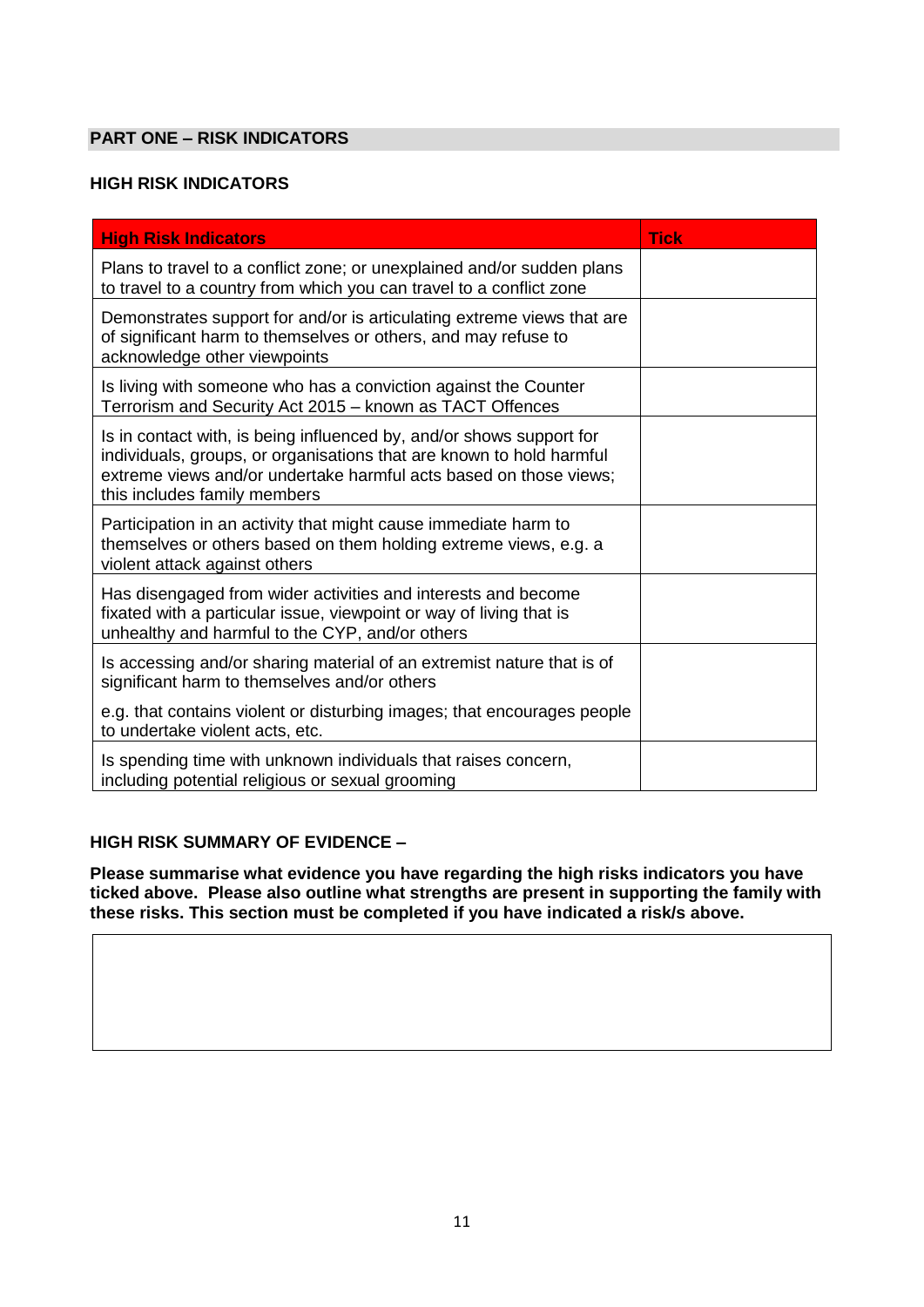## PART ONE – RISK INDICATORS

### HIGH RISK INDICATORS

| High Risk Indicators | Tick |
|---|---|
| Plans to travel to a conflict zone; or unexplained and/or sudden plans to travel to a country from which you can travel to a conflict zone | |
| Demonstrates support for and/or is articulating extreme views that are of significant harm to themselves or others, and may refuse to acknowledge other viewpoints | |
| Is living with someone who has a conviction against the Counter Terrorism and Security Act 2015 – known as TACT Offences | |
| Is in contact with, is being influenced by, and/or shows support for individuals, groups, or organisations that are known to hold harmful extreme views and/or undertake harmful acts based on those views; this includes family members | |
| Participation in an activity that might cause immediate harm to themselves or others based on them holding extreme views, e.g. a violent attack against others | |
| Has disengaged from wider activities and interests and become fixated with a particular issue, viewpoint or way of living that is unhealthy and harmful to the CYP, and/or others | |
| Is accessing and/or sharing material of an extremist nature that is of significant harm to themselves and/or others<br><br>e.g. that contains violent or disturbing images; that encourages people to undertake violent acts, etc. | |
| Is spending time with unknown individuals that raises concern, including potential religious or sexual grooming | |

**HIGH RISK SUMMARY OF EVIDENCE –**

**Please summarise what evidence you have regarding the high risks indicators you have ticked above. Please also outline what strengths are present in supporting the family with these risks. This section must be completed if you have indicated a risk/s above.**

| |
|---|
| |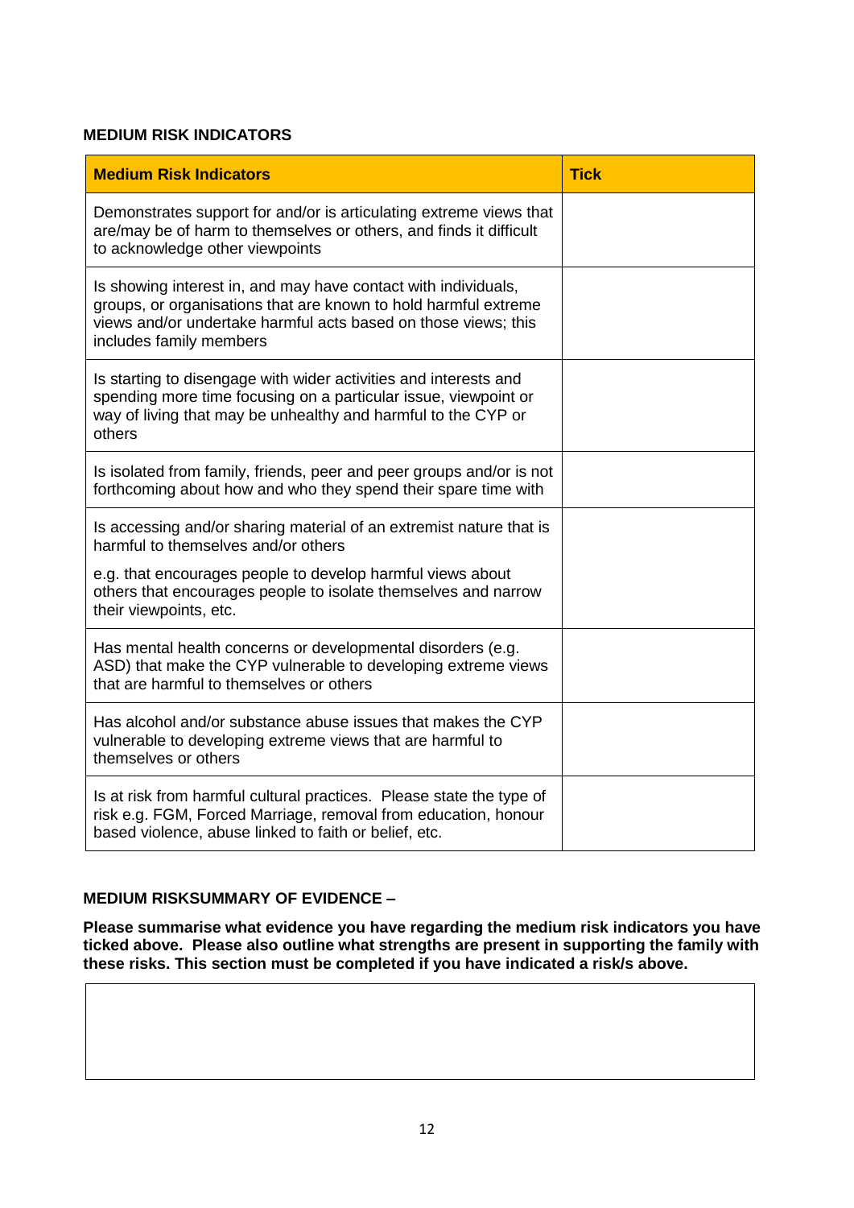**MEDIUM RISK INDICATORS**

| **Medium Risk Indicators** | **Tick** |
|---|---|
| Demonstrates support for and/or is articulating extreme views that are/may be of harm to themselves or others, and finds it difficult to acknowledge other viewpoints | |
| Is showing interest in, and may have contact with individuals, groups, or organisations that are known to hold harmful extreme views and/or undertake harmful acts based on those views; this includes family members | |
| Is starting to disengage with wider activities and interests and spending more time focusing on a particular issue, viewpoint or way of living that may be unhealthy and harmful to the CYP or others | |
| Is isolated from family, friends, peer and peer groups and/or is not forthcoming about how and who they spend their spare time with | |
| Is accessing and/or sharing material of an extremist nature that is harmful to themselves and/or others<br><br>e.g. that encourages people to develop harmful views about others that encourages people to isolate themselves and narrow their viewpoints, etc. | |
| Has mental health concerns or developmental disorders (e.g. ASD) that make the CYP vulnerable to developing extreme views that are harmful to themselves or others | |
| Has alcohol and/or substance abuse issues that makes the CYP vulnerable to developing extreme views that are harmful to themselves or others | |
| Is at risk from harmful cultural practices. Please state the type of risk e.g. FGM, Forced Marriage, removal from education, honour based violence, abuse linked to faith or belief, etc. | |

**MEDIUM RISKSUMMARY OF EVIDENCE –**

**Please summarise what evidence you have regarding the medium risk indicators you have ticked above. Please also outline what strengths are present in supporting the family with these risks. This section must be completed if you have indicated a risk/s above.**

| |
|---|
| |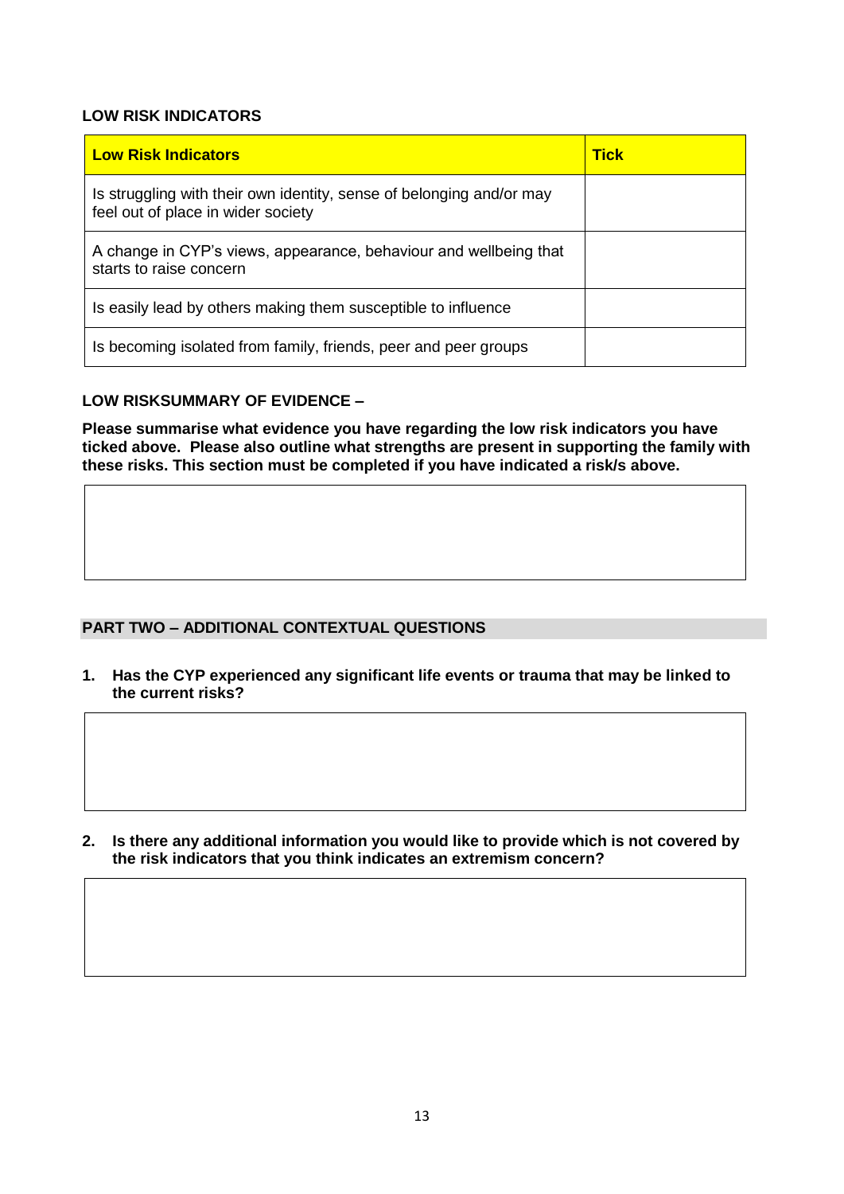**LOW RISK INDICATORS**

| **Low Risk Indicators** | **Tick** |
| --- | --- |
| Is struggling with their own identity, sense of belonging and/or may feel out of place in wider society | |
| A change in CYP's views, appearance, behaviour and wellbeing that starts to raise concern | |
| Is easily lead by others making them susceptible to influence | |
| Is becoming isolated from family, friends, peer and peer groups | |

**LOW RISKSUMMARY OF EVIDENCE –**

**Please summarise what evidence you have regarding the low risk indicators you have ticked above. Please also outline what strengths are present in supporting the family with these risks. This section must be completed if you have indicated a risk/s above.**

| |
| --- |
| |

## PART TWO – ADDITIONAL CONTEXTUAL QUESTIONS

1. **Has the CYP experienced any significant life events or trauma that may be linked to the current risks?**

| |
| --- |
| |

2. **Is there any additional information you would like to provide which is not covered by the risk indicators that you think indicates an extremism concern?**

| |
| --- |
| |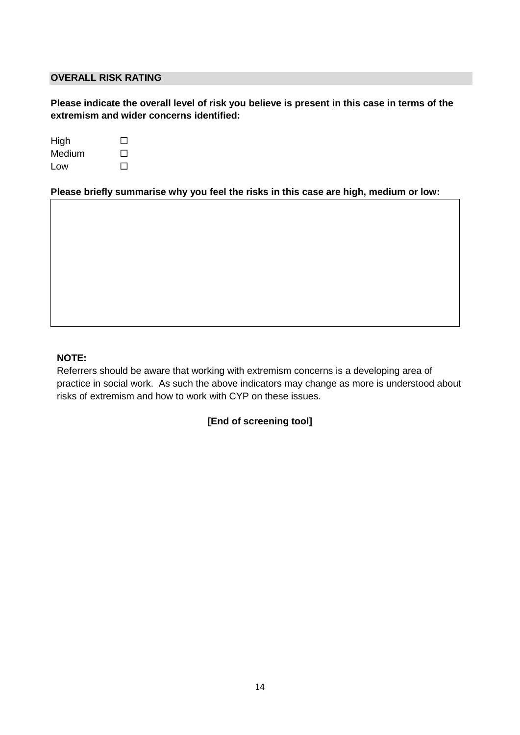## OVERALL RISK RATING

**Please indicate the overall level of risk you believe is present in this case in terms of the extremism and wider concerns identified:**

High ☐
Medium ☐
Low ☐

**Please briefly summarise why you feel the risks in this case are high, medium or low:**

|   |
|---|
|   |

**NOTE:**
Referrers should be aware that working with extremism concerns is a developing area of practice in social work. As such the above indicators may change as more is understood about risks of extremism and how to work with CYP on these issues.

**[End of screening tool]**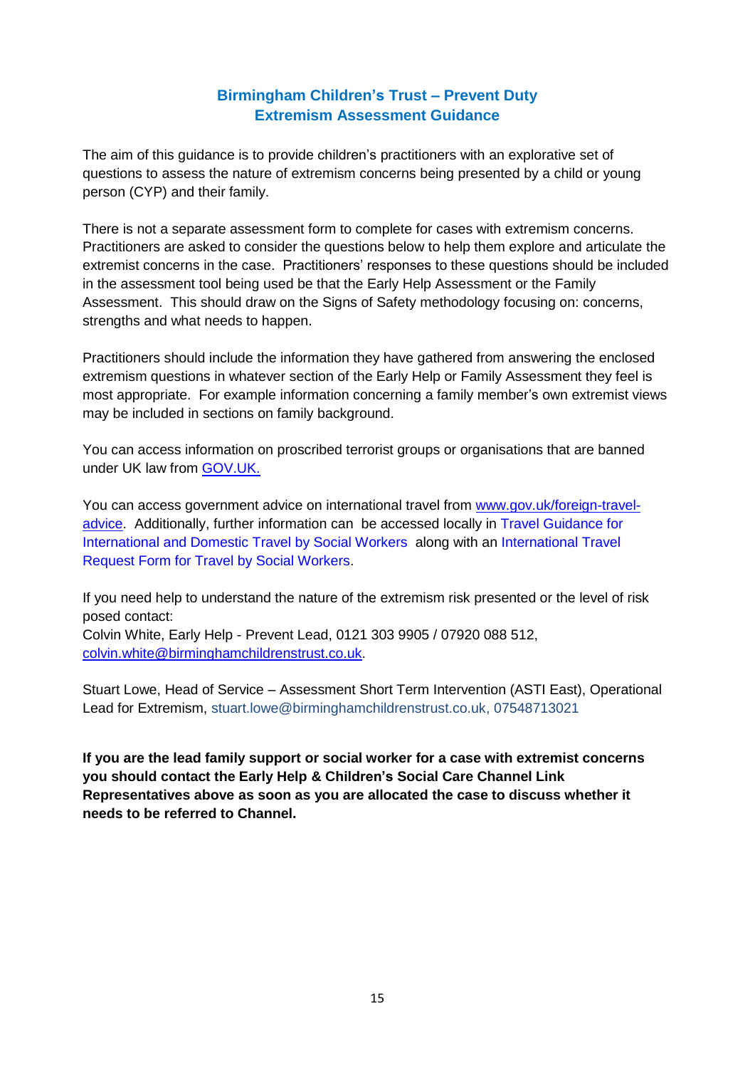## Birmingham Children's Trust – Prevent Duty
## Extremism Assessment Guidance

The aim of this guidance is to provide children's practitioners with an explorative set of questions to assess the nature of extremism concerns being presented by a child or young person (CYP) and their family.

There is not a separate assessment form to complete for cases with extremism concerns. Practitioners are asked to consider the questions below to help them explore and articulate the extremist concerns in the case. Practitioners' responses to these questions should be included in the assessment tool being used be that the Early Help Assessment or the Family Assessment. This should draw on the Signs of Safety methodology focusing on: concerns, strengths and what needs to happen.

Practitioners should include the information they have gathered from answering the enclosed extremism questions in whatever section of the Early Help or Family Assessment they feel is most appropriate. For example information concerning a family member's own extremist views may be included in sections on family background.

You can access information on proscribed terrorist groups or organisations that are banned under UK law from GOV.UK.

You can access government advice on international travel from www.gov.uk/foreign-travel-advice. Additionally, further information can be accessed locally in Travel Guidance for International and Domestic Travel by Social Workers along with an International Travel Request Form for Travel by Social Workers.

If you need help to understand the nature of the extremism risk presented or the level of risk posed contact:
Colvin White, Early Help - Prevent Lead, 0121 303 9905 / 07920 088 512, colvin.white@birminghamchildrenstrust.co.uk.

Stuart Lowe, Head of Service – Assessment Short Term Intervention (ASTI East), Operational Lead for Extremism, stuart.lowe@birminghamchildrenstrust.co.uk, 07548713021

**If you are the lead family support or social worker for a case with extremist concerns you should contact the Early Help & Children's Social Care Channel Link Representatives above as soon as you are allocated the case to discuss whether it needs to be referred to Channel.**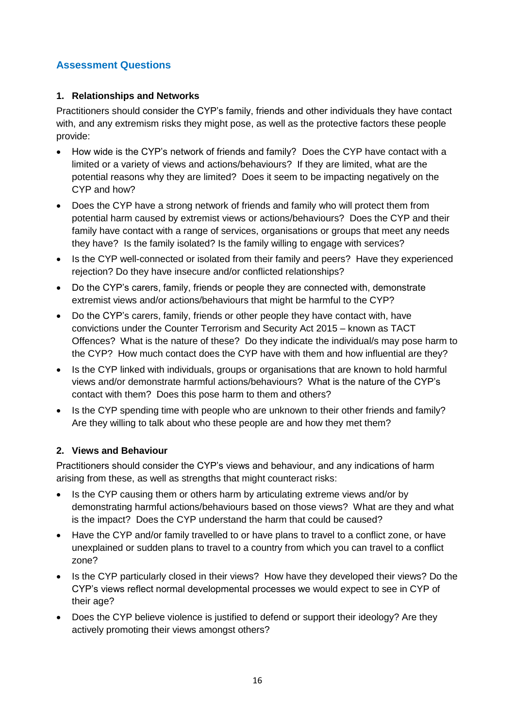## Assessment Questions

### 1. Relationships and Networks

Practitioners should consider the CYP's family, friends and other individuals they have contact with, and any extremism risks they might pose, as well as the protective factors these people provide:

- How wide is the CYP's network of friends and family? Does the CYP have contact with a limited or a variety of views and actions/behaviours? If they are limited, what are the potential reasons why they are limited? Does it seem to be impacting negatively on the CYP and how?
- Does the CYP have a strong network of friends and family who will protect them from potential harm caused by extremist views or actions/behaviours? Does the CYP and their family have contact with a range of services, organisations or groups that meet any needs they have? Is the family isolated? Is the family willing to engage with services?
- Is the CYP well-connected or isolated from their family and peers? Have they experienced rejection? Do they have insecure and/or conflicted relationships?
- Do the CYP's carers, family, friends or people they are connected with, demonstrate extremist views and/or actions/behaviours that might be harmful to the CYP?
- Do the CYP's carers, family, friends or other people they have contact with, have convictions under the Counter Terrorism and Security Act 2015 – known as TACT Offences? What is the nature of these? Do they indicate the individual/s may pose harm to the CYP? How much contact does the CYP have with them and how influential are they?
- Is the CYP linked with individuals, groups or organisations that are known to hold harmful views and/or demonstrate harmful actions/behaviours? What is the nature of the CYP's contact with them? Does this pose harm to them and others?
- Is the CYP spending time with people who are unknown to their other friends and family? Are they willing to talk about who these people are and how they met them?

### 2. Views and Behaviour

Practitioners should consider the CYP's views and behaviour, and any indications of harm arising from these, as well as strengths that might counteract risks:

- Is the CYP causing them or others harm by articulating extreme views and/or by demonstrating harmful actions/behaviours based on those views? What are they and what is the impact? Does the CYP understand the harm that could be caused?
- Have the CYP and/or family travelled to or have plans to travel to a conflict zone, or have unexplained or sudden plans to travel to a country from which you can travel to a conflict zone?
- Is the CYP particularly closed in their views? How have they developed their views? Do the CYP's views reflect normal developmental processes we would expect to see in CYP of their age?
- Does the CYP believe violence is justified to defend or support their ideology? Are they actively promoting their views amongst others?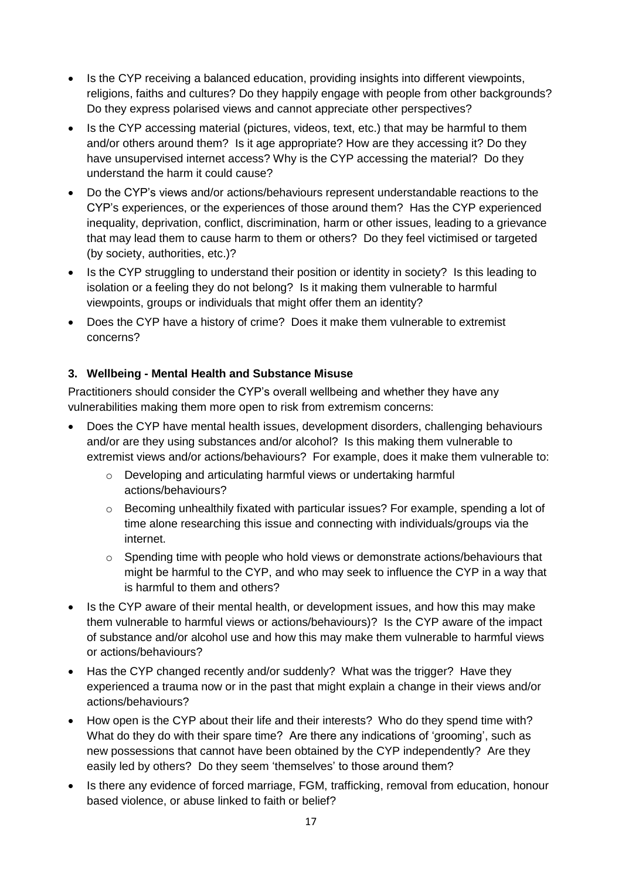- Is the CYP receiving a balanced education, providing insights into different viewpoints, religions, faiths and cultures? Do they happily engage with people from other backgrounds? Do they express polarised views and cannot appreciate other perspectives?
- Is the CYP accessing material (pictures, videos, text, etc.) that may be harmful to them and/or others around them? Is it age appropriate? How are they accessing it? Do they have unsupervised internet access? Why is the CYP accessing the material? Do they understand the harm it could cause?
- Do the CYP's views and/or actions/behaviours represent understandable reactions to the CYP's experiences, or the experiences of those around them? Has the CYP experienced inequality, deprivation, conflict, discrimination, harm or other issues, leading to a grievance that may lead them to cause harm to them or others? Do they feel victimised or targeted (by society, authorities, etc.)?
- Is the CYP struggling to understand their position or identity in society? Is this leading to isolation or a feeling they do not belong? Is it making them vulnerable to harmful viewpoints, groups or individuals that might offer them an identity?
- Does the CYP have a history of crime? Does it make them vulnerable to extremist concerns?

### 3. Wellbeing - Mental Health and Substance Misuse

Practitioners should consider the CYP's overall wellbeing and whether they have any vulnerabilities making them more open to risk from extremism concerns:

- Does the CYP have mental health issues, development disorders, challenging behaviours and/or are they using substances and/or alcohol? Is this making them vulnerable to extremist views and/or actions/behaviours? For example, does it make them vulnerable to:
    - Developing and articulating harmful views or undertaking harmful actions/behaviours?
    - Becoming unhealthily fixated with particular issues? For example, spending a lot of time alone researching this issue and connecting with individuals/groups via the internet.
    - Spending time with people who hold views or demonstrate actions/behaviours that might be harmful to the CYP, and who may seek to influence the CYP in a way that is harmful to them and others?
- Is the CYP aware of their mental health, or development issues, and how this may make them vulnerable to harmful views or actions/behaviours)? Is the CYP aware of the impact of substance and/or alcohol use and how this may make them vulnerable to harmful views or actions/behaviours?
- Has the CYP changed recently and/or suddenly? What was the trigger? Have they experienced a trauma now or in the past that might explain a change in their views and/or actions/behaviours?
- How open is the CYP about their life and their interests? Who do they spend time with? What do they do with their spare time? Are there any indications of 'grooming', such as new possessions that cannot have been obtained by the CYP independently? Are they easily led by others? Do they seem 'themselves' to those around them?
- Is there any evidence of forced marriage, FGM, trafficking, removal from education, honour based violence, or abuse linked to faith or belief?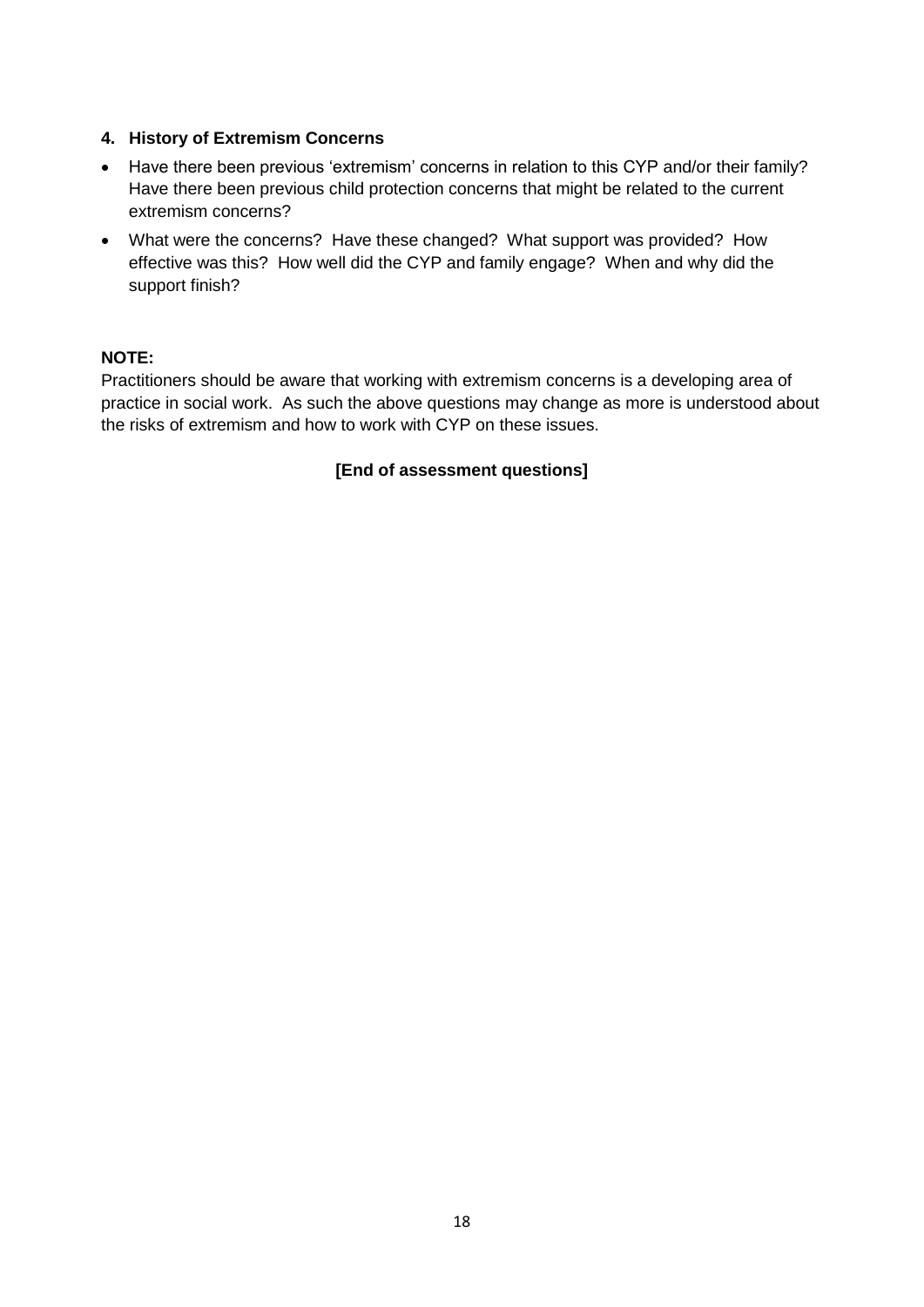**4. History of Extremism Concerns**

- Have there been previous 'extremism' concerns in relation to this CYP and/or their family? Have there been previous child protection concerns that might be related to the current extremism concerns?
- What were the concerns? Have these changed? What support was provided? How effective was this? How well did the CYP and family engage? When and why did the support finish?

**NOTE:**

Practitioners should be aware that working with extremism concerns is a developing area of practice in social work. As such the above questions may change as more is understood about the risks of extremism and how to work with CYP on these issues.

**[End of assessment questions]**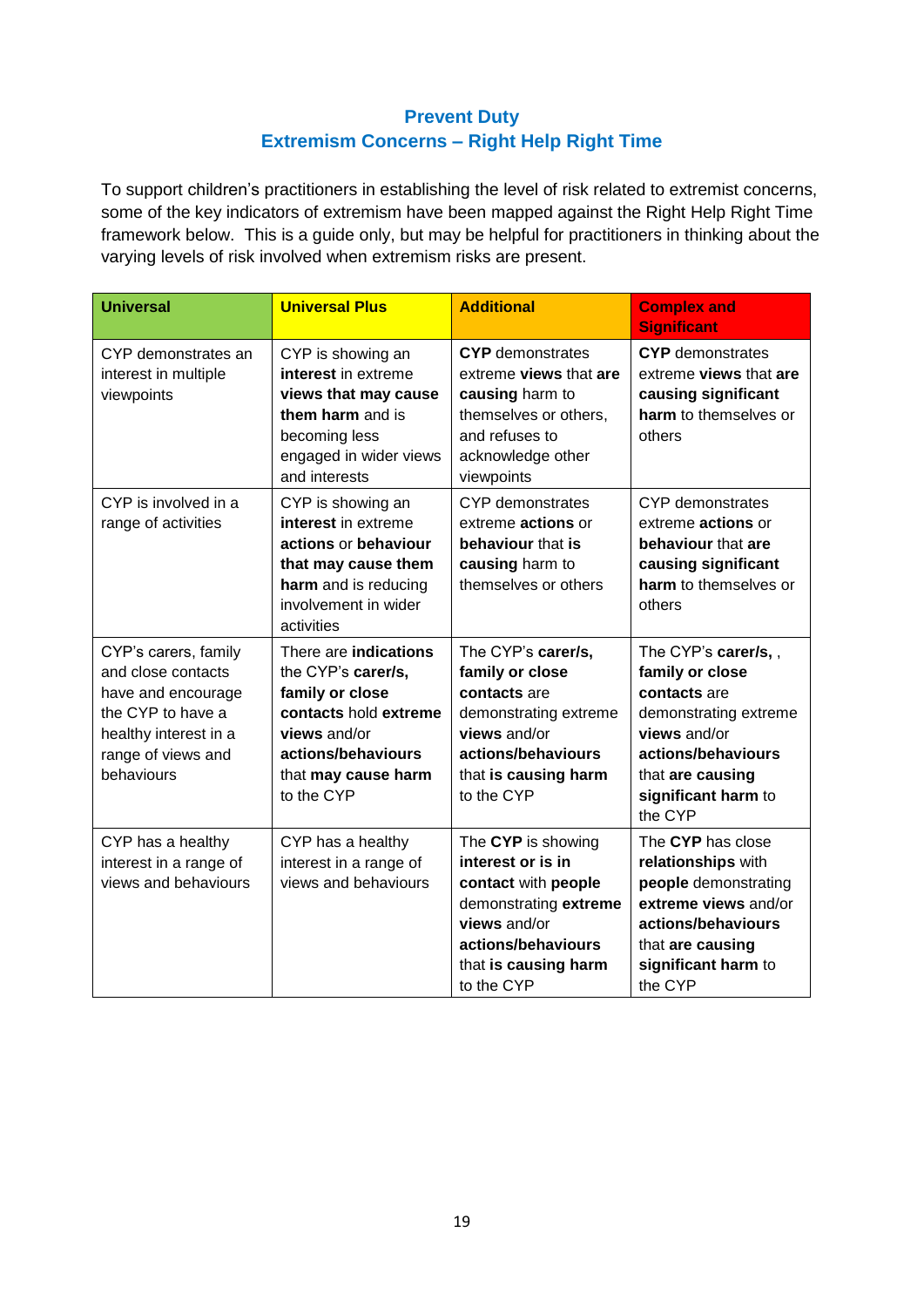## Prevent Duty
## Extremism Concerns – Right Help Right Time

To support children's practitioners in establishing the level of risk related to extremist concerns, some of the key indicators of extremism have been mapped against the Right Help Right Time framework below. This is a guide only, but may be helpful for practitioners in thinking about the varying levels of risk involved when extremism risks are present.

| **Universal** | **Universal Plus** | **Additional** | **Complex and Significant** |
|---|---|---|---|
| CYP demonstrates an interest in multiple viewpoints | CYP is showing an **interest** in extreme **views that may cause them harm** and is becoming less engaged in wider views and interests | **CYP** demonstrates extreme **views** that **are causing** harm to themselves or others, and refuses to acknowledge other viewpoints | **CYP** demonstrates extreme **views** that **are causing significant harm** to themselves or others |
| CYP is involved in a range of activities | CYP is showing an **interest** in extreme **actions** or **behaviour that may cause them harm** and is reducing involvement in wider activities | CYP demonstrates extreme **actions** or **behaviour** that **is causing** harm to themselves or others | CYP demonstrates extreme **actions** or **behaviour** that **are causing significant harm** to themselves or others |
| CYP's carers, family and close contacts have and encourage the CYP to have a healthy interest in a range of views and behaviours | There are **indications** the CYP's **carer/s, family or close contacts** hold **extreme views** and/or **actions/behaviours** that **may cause harm** to the CYP | The CYP's **carer/s, family or close contacts** are demonstrating extreme **views** and/or **actions/behaviours** that **is causing harm** to the CYP | The CYP's **carer/s,** , **family or close contacts** are demonstrating extreme **views** and/or **actions/behaviours** that **are causing significant harm** to the CYP |
| CYP has a healthy interest in a range of views and behaviours | CYP has a healthy interest in a range of views and behaviours | The **CYP** is showing **interest or is in contact** with **people** demonstrating **extreme views** and/or **actions/behaviours** that **is causing harm** to the CYP | The **CYP** has close **relationships** with **people** demonstrating **extreme views** and/or **actions/behaviours** that **are causing significant harm** to the CYP |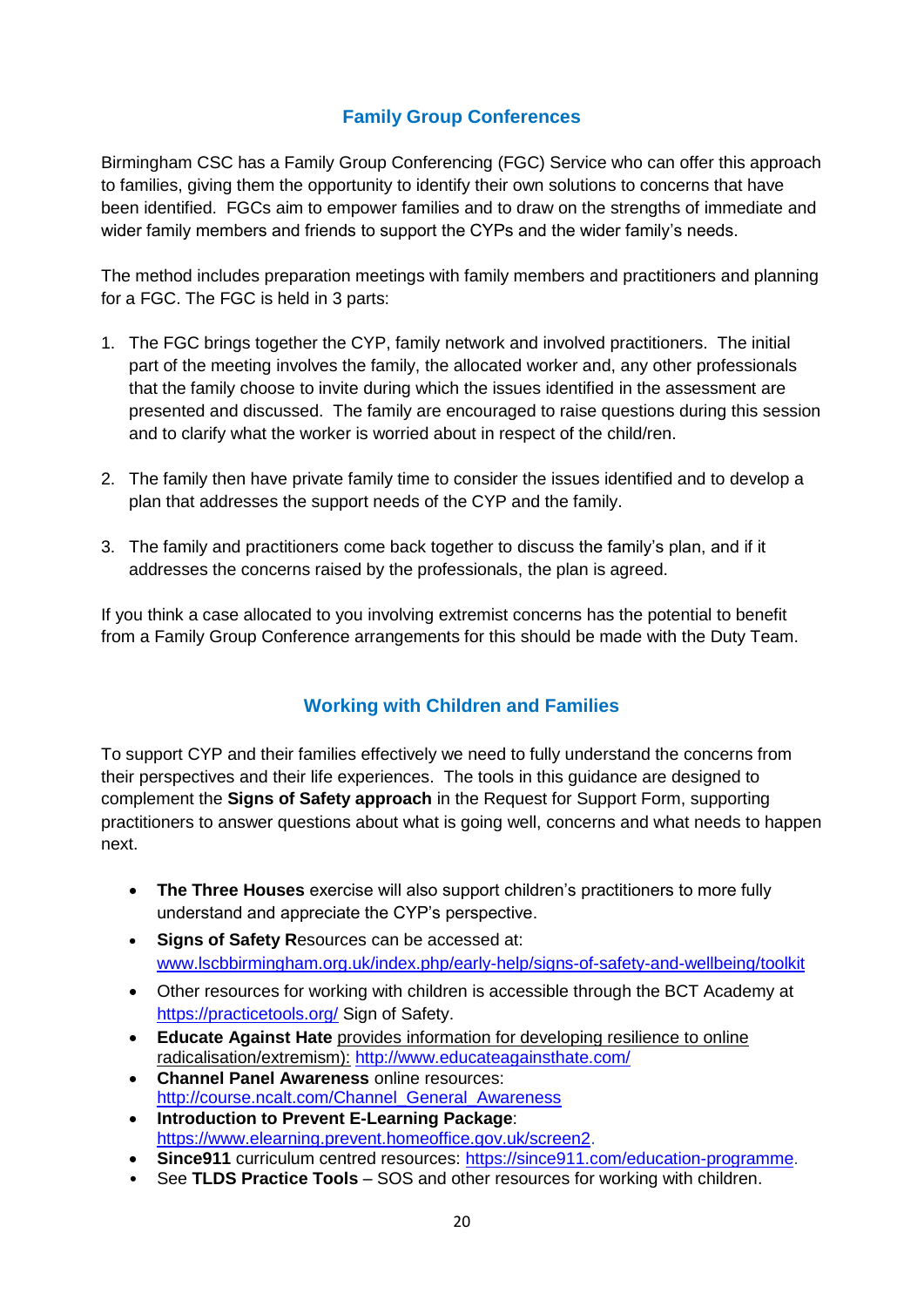## Family Group Conferences

Birmingham CSC has a Family Group Conferencing (FGC) Service who can offer this approach to families, giving them the opportunity to identify their own solutions to concerns that have been identified. FGCs aim to empower families and to draw on the strengths of immediate and wider family members and friends to support the CYPs and the wider family's needs.

The method includes preparation meetings with family members and practitioners and planning for a FGC. The FGC is held in 3 parts:

1. The FGC brings together the CYP, family network and involved practitioners. The initial part of the meeting involves the family, the allocated worker and, any other professionals that the family choose to invite during which the issues identified in the assessment are presented and discussed. The family are encouraged to raise questions during this session and to clarify what the worker is worried about in respect of the child/ren.

2. The family then have private family time to consider the issues identified and to develop a plan that addresses the support needs of the CYP and the family.

3. The family and practitioners come back together to discuss the family's plan, and if it addresses the concerns raised by the professionals, the plan is agreed.

If you think a case allocated to you involving extremist concerns has the potential to benefit from a Family Group Conference arrangements for this should be made with the Duty Team.

## Working with Children and Families

To support CYP and their families effectively we need to fully understand the concerns from their perspectives and their life experiences. The tools in this guidance are designed to complement the **Signs of Safety approach** in the Request for Support Form, supporting practitioners to answer questions about what is going well, concerns and what needs to happen next.

- **The Three Houses** exercise will also support children's practitioners to more fully understand and appreciate the CYP's perspective.
- **Signs of Safety R**esources can be accessed at: www.lscbbirmingham.org.uk/index.php/early-help/signs-of-safety-and-wellbeing/toolkit
- Other resources for working with children is accessible through the BCT Academy at https://practicetools.org/ Sign of Safety.
- **Educate Against Hate** provides information for developing resilience to online radicalisation/extremism): http://www.educateagainsthate.com/
- **Channel Panel Awareness** online resources: http://course.ncalt.com/Channel_General_Awareness
- **Introduction to Prevent E-Learning Package**: https://www.elearning.prevent.homeoffice.gov.uk/screen2.
- **Since911** curriculum centred resources: https://since911.com/education-programme.
- See **TLDS Practice Tools** – SOS and other resources for working with children.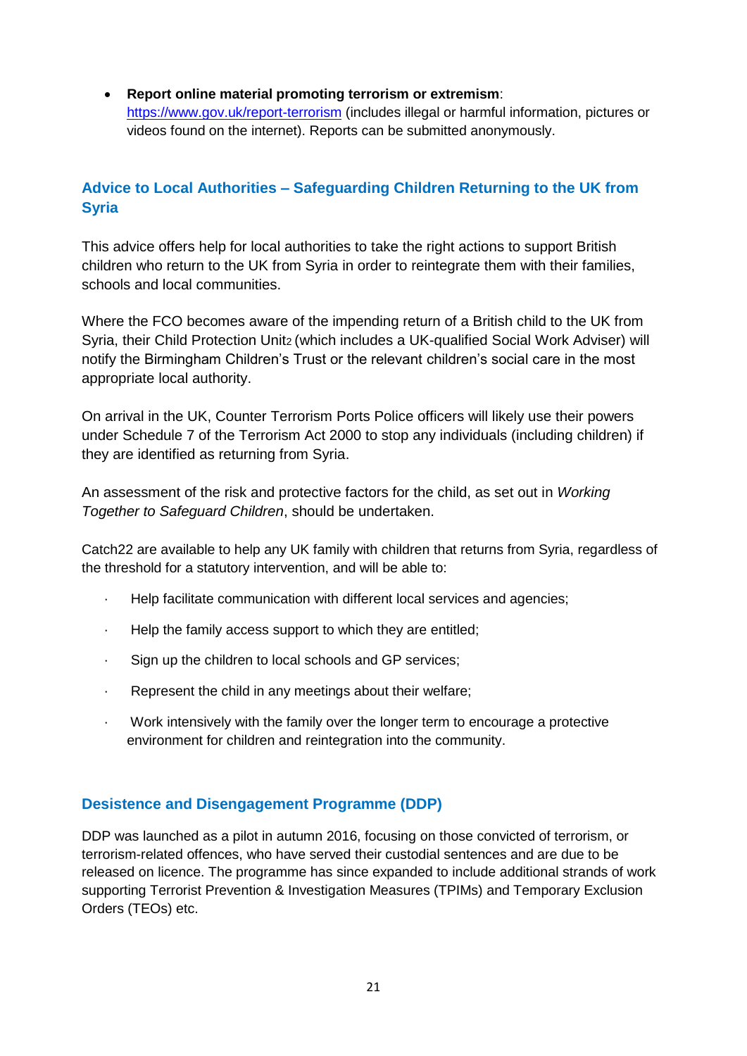- **Report online material promoting terrorism or extremism**: [https://www.gov.uk/report-terrorism](https://www.gov.uk/report-terrorism) (includes illegal or harmful information, pictures or videos found on the internet). Reports can be submitted anonymously.

## Advice to Local Authorities – Safeguarding Children Returning to the UK from Syria

This advice offers help for local authorities to take the right actions to support British children who return to the UK from Syria in order to reintegrate them with their families, schools and local communities.

Where the FCO becomes aware of the impending return of a British child to the UK from Syria, their Child Protection Unit[2] (which includes a UK-qualified Social Work Adviser) will notify the Birmingham Children's Trust or the relevant children's social care in the most appropriate local authority.

On arrival in the UK, Counter Terrorism Ports Police officers will likely use their powers under Schedule 7 of the Terrorism Act 2000 to stop any individuals (including children) if they are identified as returning from Syria.

An assessment of the risk and protective factors for the child, as set out in *Working Together to Safeguard Children*, should be undertaken.

Catch22 are available to help any UK family with children that returns from Syria, regardless of the threshold for a statutory intervention, and will be able to:

- Help facilitate communication with different local services and agencies;
- Help the family access support to which they are entitled;
- Sign up the children to local schools and GP services;
- Represent the child in any meetings about their welfare;
- Work intensively with the family over the longer term to encourage a protective environment for children and reintegration into the community.

## Desistence and Disengagement Programme (DDP)

DDP was launched as a pilot in autumn 2016, focusing on those convicted of terrorism, or terrorism-related offences, who have served their custodial sentences and are due to be released on licence. The programme has since expanded to include additional strands of work supporting Terrorist Prevention & Investigation Measures (TPIMs) and Temporary Exclusion Orders (TEOs) etc.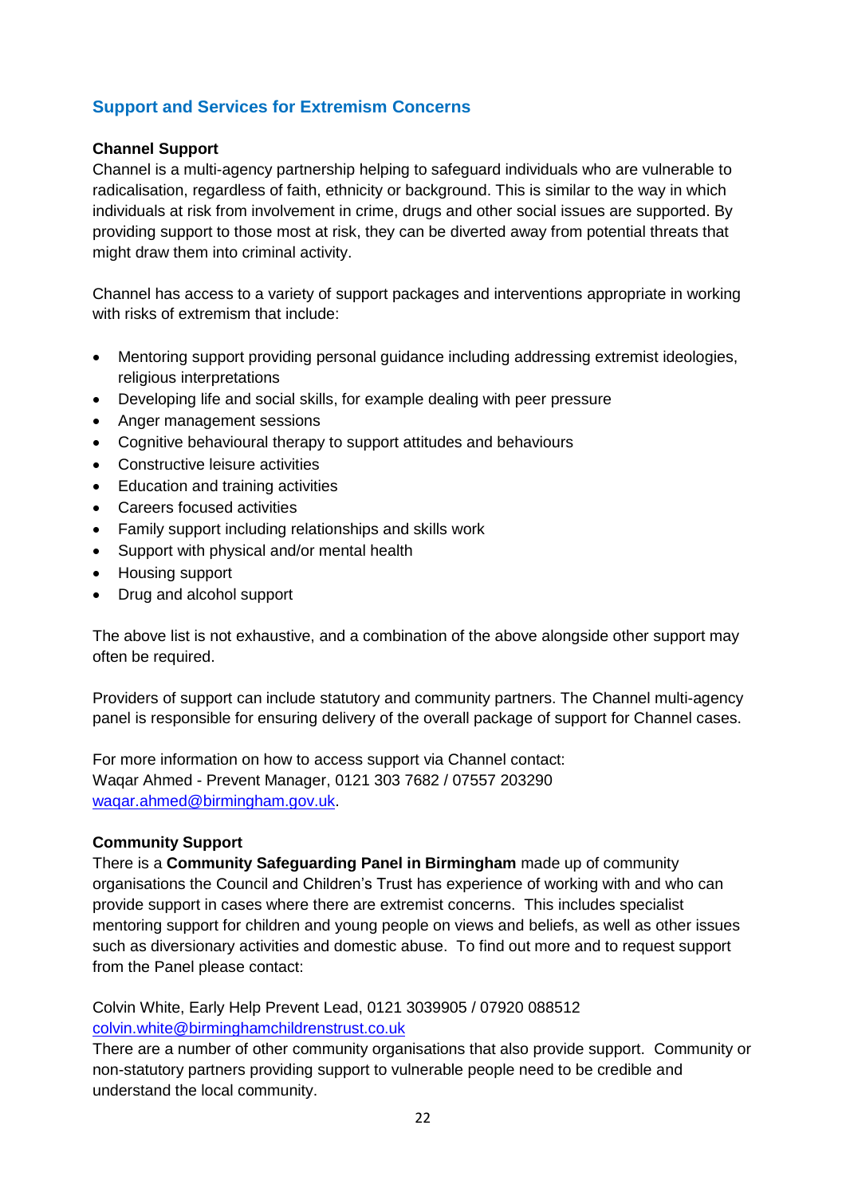## Support and Services for Extremism Concerns

### Channel Support

Channel is a multi-agency partnership helping to safeguard individuals who are vulnerable to radicalisation, regardless of faith, ethnicity or background. This is similar to the way in which individuals at risk from involvement in crime, drugs and other social issues are supported. By providing support to those most at risk, they can be diverted away from potential threats that might draw them into criminal activity.

Channel has access to a variety of support packages and interventions appropriate in working with risks of extremism that include:

- Mentoring support providing personal guidance including addressing extremist ideologies, religious interpretations
- Developing life and social skills, for example dealing with peer pressure
- Anger management sessions
- Cognitive behavioural therapy to support attitudes and behaviours
- Constructive leisure activities
- Education and training activities
- Careers focused activities
- Family support including relationships and skills work
- Support with physical and/or mental health
- Housing support
- Drug and alcohol support

The above list is not exhaustive, and a combination of the above alongside other support may often be required.

Providers of support can include statutory and community partners. The Channel multi-agency panel is responsible for ensuring delivery of the overall package of support for Channel cases.

For more information on how to access support via Channel contact:
Waqar Ahmed - Prevent Manager, 0121 303 7682 / 07557 203290
waqar.ahmed@birmingham.gov.uk.

### Community Support

There is a **Community Safeguarding Panel in Birmingham** made up of community organisations the Council and Children's Trust has experience of working with and who can provide support in cases where there are extremist concerns. This includes specialist mentoring support for children and young people on views and beliefs, as well as other issues such as diversionary activities and domestic abuse. To find out more and to request support from the Panel please contact:

Colvin White, Early Help Prevent Lead, 0121 3039905 / 07920 088512
colvin.white@birminghamchildrenstrust.co.uk

There are a number of other community organisations that also provide support. Community or non-statutory partners providing support to vulnerable people need to be credible and understand the local community.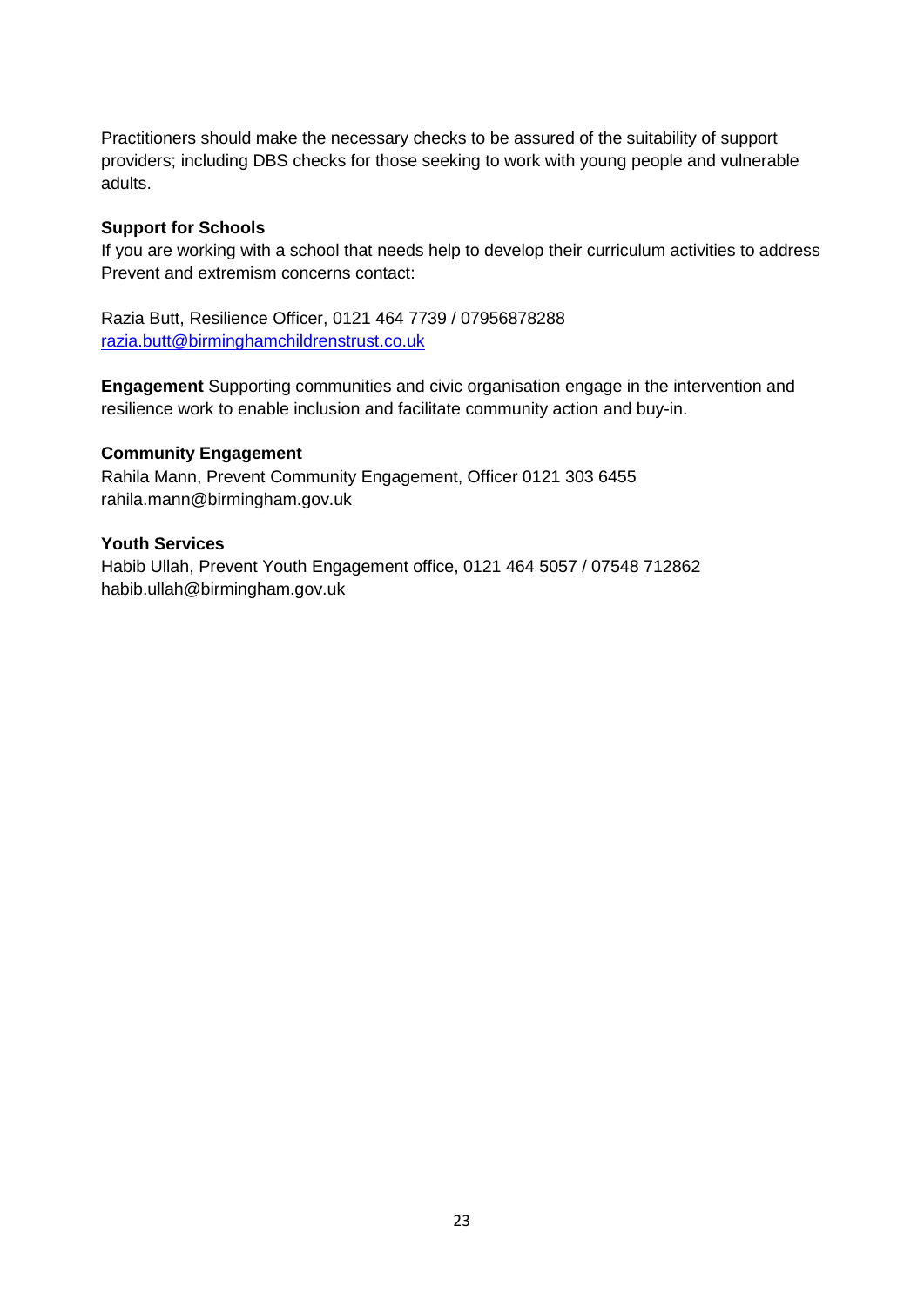Practitioners should make the necessary checks to be assured of the suitability of support providers; including DBS checks for those seeking to work with young people and vulnerable adults.

**Support for Schools**

If you are working with a school that needs help to develop their curriculum activities to address Prevent and extremism concerns contact:

Razia Butt, Resilience Officer, 0121 464 7739 / 07956878288
razia.butt@birminghamchildrenstrust.co.uk

**Engagement** Supporting communities and civic organisation engage in the intervention and resilience work to enable inclusion and facilitate community action and buy-in.

**Community Engagement**

Rahila Mann, Prevent Community Engagement, Officer 0121 303 6455
rahila.mann@birmingham.gov.uk

**Youth Services**

Habib Ullah, Prevent Youth Engagement office, 0121 464 5057 / 07548 712862
habib.ullah@birmingham.gov.uk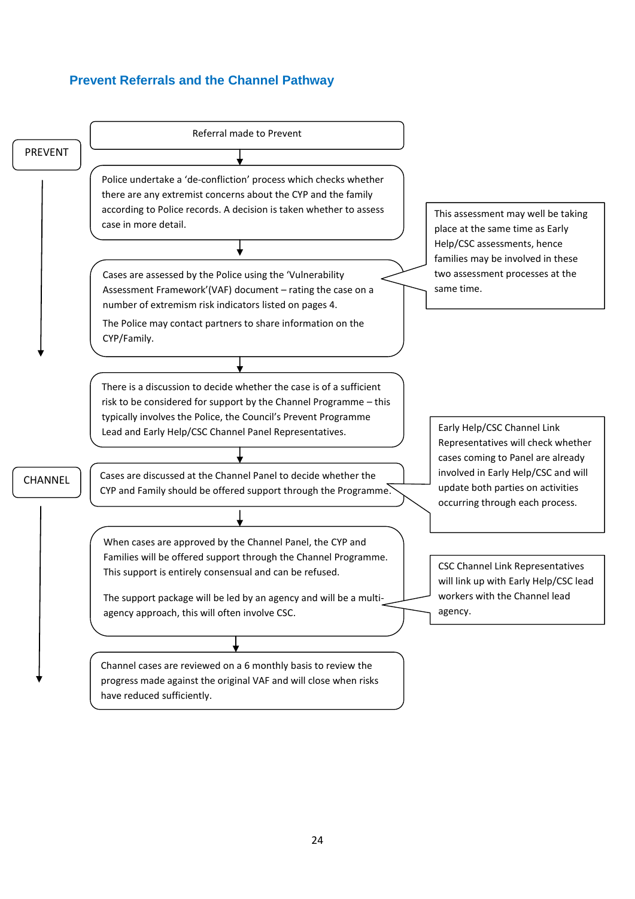## Prevent Referrals and the Channel Pathway

PREVENT

Referral made to Prevent

Police undertake a 'de-confliction' process which checks whether there are any extremist concerns about the CYP and the family according to Police records. A decision is taken whether to assess case in more detail.

Cases are assessed by the Police using the 'Vulnerability Assessment Framework'(VAF) document – rating the case on a number of extremism risk indicators listed on pages 4.

The Police may contact partners to share information on the CYP/Family.

> This assessment may well be taking place at the same time as Early Help/CSC assessments, hence families may be involved in these two assessment processes at the same time.

There is a discussion to decide whether the case is of a sufficient risk to be considered for support by the Channel Programme – this typically involves the Police, the Council's Prevent Programme Lead and Early Help/CSC Channel Panel Representatives.

CHANNEL

Cases are discussed at the Channel Panel to decide whether the CYP and Family should be offered support through the Programme.

> Early Help/CSC Channel Link Representatives will check whether cases coming to Panel are already involved in Early Help/CSC and will update both parties on activities occurring through each process.

When cases are approved by the Channel Panel, the CYP and Families will be offered support through the Channel Programme. This support is entirely consensual and can be refused.

The support package will be led by an agency and will be a multi-agency approach, this will often involve CSC.

> CSC Channel Link Representatives will link up with Early Help/CSC lead workers with the Channel lead agency.

Channel cases are reviewed on a 6 monthly basis to review the progress made against the original VAF and will close when risks have reduced sufficiently.